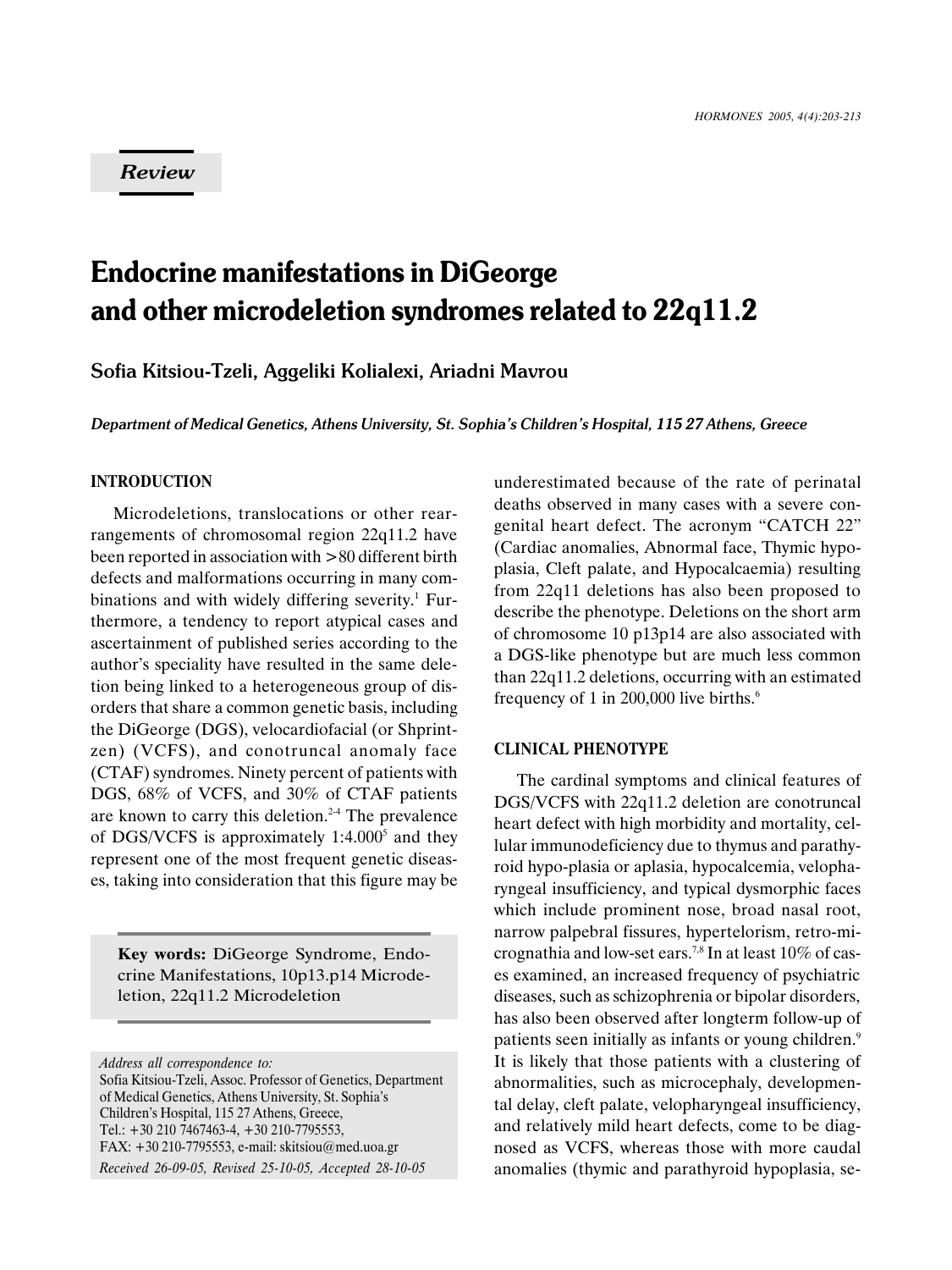*Review*

# Endocrine manifestations in DiGeorge and other microdeletion syndromes related to 22q11.2

**Sofia Kitsiou-Tzeli, Aggeliki Kolialexi, Ariadni Mavrou**

***Department of Medical Genetics, Athens University, St. Sophia's Children's Hospital, 115 27 Athens, Greece***

## INTRODUCTION

Microdeletions, translocations or other rearrangements of chromosomal region 22q11.2 have been reported in association with >80 different birth defects and malformations occurring in many combinations and with widely differing severity.[1] Furthermore, a tendency to report atypical cases and ascertainment of published series according to the author's speciality have resulted in the same deletion being linked to a heterogeneous group of disorders that share a common genetic basis, including the DiGeorge (DGS), velocardiofacial (or Shprintzen) (VCFS), and conotruncal anomaly face (CTAF) syndromes. Ninety percent of patients with DGS, 68% of VCFS, and 30% of CTAF patients are known to carry this deletion.[2-4] The prevalence of DGS/VCFS is approximately 1:4.000[5] and they represent one of the most frequent genetic diseases, taking into consideration that this figure may be underestimated because of the rate of perinatal deaths observed in many cases with a severe congenital heart defect. The acronym "CATCH 22" (Cardiac anomalies, Abnormal face, Thymic hypoplasia, Cleft palate, and Hypocalcaemia) resulting from 22q11 deletions has also been proposed to describe the phenotype. Deletions on the short arm of chromosome 10 p13p14 are also associated with a DGS-like phenotype but are much less common than 22q11.2 deletions, occurring with an estimated frequency of 1 in 200,000 live births.[6]

**Key words:** DiGeorge Syndrome, Endocrine Manifestations, 10p13.p14 Microdeletion, 22q11.2 Microdeletion

*Address all correspondence to:*
Sofia Kitsiou-Tzeli, Assoc. Professor of Genetics, Department of Medical Genetics, Athens University, St. Sophia's Children's Hospital, 115 27 Athens, Greece,
Tel.: +30 210 7467463-4, +30 210-7795553,
FAX: +30 210-7795553, e-mail: skitsiou@med.uoa.gr
*Received 26-09-05, Revised 25-10-05, Accepted 28-10-05*

## CLINICAL PHENOTYPE

The cardinal symptoms and clinical features of DGS/VCFS with 22q11.2 deletion are conotruncal heart defect with high morbidity and mortality, cellular immunodeficiency due to thymus and parathyroid hypo-plasia or aplasia, hypocalcemia, velopharyngeal insufficiency, and typical dysmorphic faces which include prominent nose, broad nasal root, narrow palpebral fissures, hypertelorism, retro-micrognathia and low-set ears.[7,8] In at least 10% of cases examined, an increased frequency of psychiatric diseases, such as schizophrenia or bipolar disorders, has also been observed after longterm follow-up of patients seen initially as infants or young children.[9] It is likely that those patients with a clustering of abnormalities, such as microcephaly, developmental delay, cleft palate, velopharyngeal insufficiency, and relatively mild heart defects, come to be diagnosed as VCFS, whereas those with more caudal anomalies (thymic and parathyroid hypoplasia, se-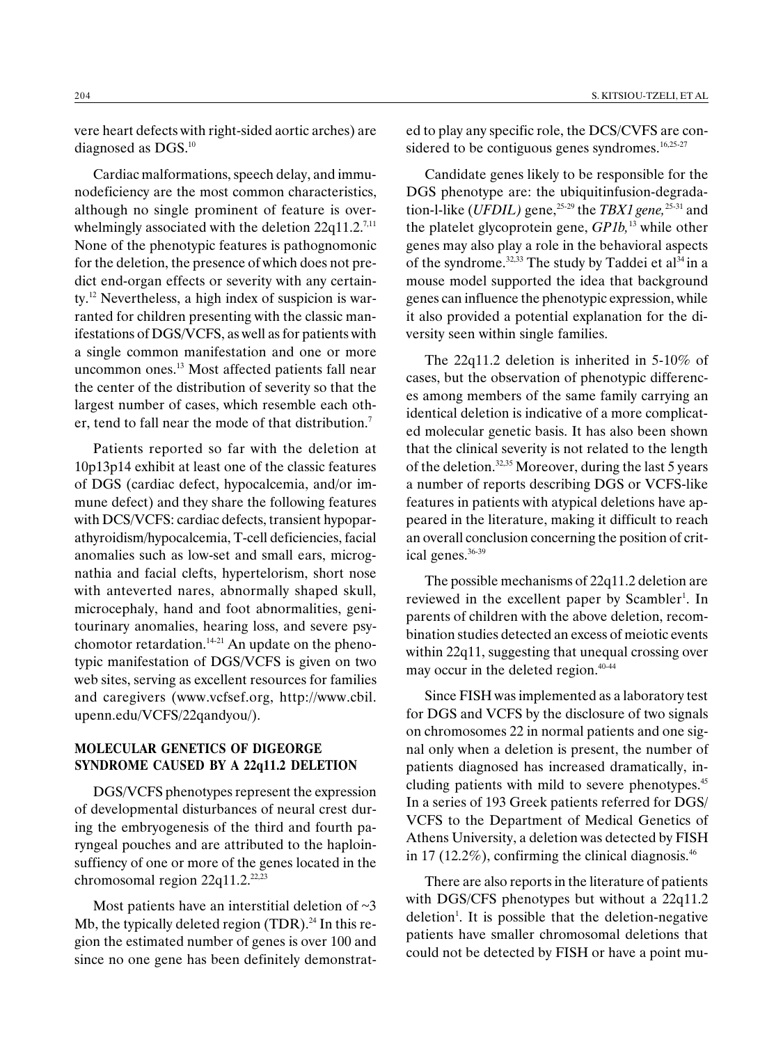vere heart defects with right-sided aortic arches) are diagnosed as DGS.[10]

Cardiac malformations, speech delay, and immunodeficiency are the most common characteristics, although no single prominent of feature is overwhelmingly associated with the deletion 22q11.2.[7,11] None of the phenotypic features is pathognomonic for the deletion, the presence of which does not predict end-organ effects or severity with any certainty.[12] Nevertheless, a high index of suspicion is warranted for children presenting with the classic manifestations of DGS/VCFS, as well as for patients with a single common manifestation and one or more uncommon ones.[13] Most affected patients fall near the center of the distribution of severity so that the largest number of cases, which resemble each other, tend to fall near the mode of that distribution.[7]

Patients reported so far with the deletion at 10p13p14 exhibit at least one of the classic features of DGS (cardiac defect, hypocalcemia, and/or immune defect) and they share the following features with DCS/VCFS: cardiac defects, transient hypoparathyroidism/hypocalcemia, T-cell deficiencies, facial anomalies such as low-set and small ears, micrognathia and facial clefts, hypertelorism, short nose with anteverted nares, abnormally shaped skull, microcephaly, hand and foot abnormalities, genitourinary anomalies, hearing loss, and severe psychomotor retardation.[14-21] An update on the phenotypic manifestation of DGS/VCFS is given on two web sites, serving as excellent resources for families and caregivers (www.vcfsef.org, http://www.cbil.upenn.edu/VCFS/22qandyou/).

## MOLECULAR GENETICS OF DIGEORGE SYNDROME CAUSED BY A 22q11.2 DELETION

DGS/VCFS phenotypes represent the expression of developmental disturbances of neural crest during the embryogenesis of the third and fourth paryngeal pouches and are attributed to the haploinsufficiency of one or more of the genes located in the chromosomal region 22q11.2.[22,23]

Most patients have an interstitial deletion of ~3 Mb, the typically deleted region (TDR).[24] In this region the estimated number of genes is over 100 and since no one gene has been definitely demonstrated to play any specific role, the DCS/CVFS are considered to be contiguous genes syndromes.[16,25-27]

Candidate genes likely to be responsible for the DGS phenotype are: the ubiquitinfusion-degradation-l-like (*UFDIL)* gene,[25-29] the *TBX1 gene,*[25-31] and the platelet glycoprotein gene, *GP1b,*[13] while other genes may also play a role in the behavioral aspects of the syndrome.[32,33] The study by Taddei et al[34] in a mouse model supported the idea that background genes can influence the phenotypic expression, while it also provided a potential explanation for the diversity seen within single families.

The 22q11.2 deletion is inherited in 5-10% of cases, but the observation of phenotypic differences among members of the same family carrying an identical deletion is indicative of a more complicated molecular genetic basis. It has also been shown that the clinical severity is not related to the length of the deletion.[32,35] Moreover, during the last 5 years a number of reports describing DGS or VCFS-like features in patients with atypical deletions have appeared in the literature, making it difficult to reach an overall conclusion concerning the position of critical genes.[36-39]

The possible mechanisms of 22q11.2 deletion are reviewed in the excellent paper by Scambler[1]. In parents of children with the above deletion, recombination studies detected an excess of meiotic events within 22q11, suggesting that unequal crossing over may occur in the deleted region.[40-44]

Since FISH was implemented as a laboratory test for DGS and VCFS by the disclosure of two signals on chromosomes 22 in normal patients and one signal only when a deletion is present, the number of patients diagnosed has increased dramatically, including patients with mild to severe phenotypes.[45] In a series of 193 Greek patients referred for DGS/VCFS to the Department of Medical Genetics of Athens University, a deletion was detected by FISH in 17 (12.2%), confirming the clinical diagnosis.[46]

There are also reports in the literature of patients with DGS/CFS phenotypes but without a 22q11.2 deletion[1]. It is possible that the deletion-negative patients have smaller chromosomal deletions that could not be detected by FISH or have a point mu-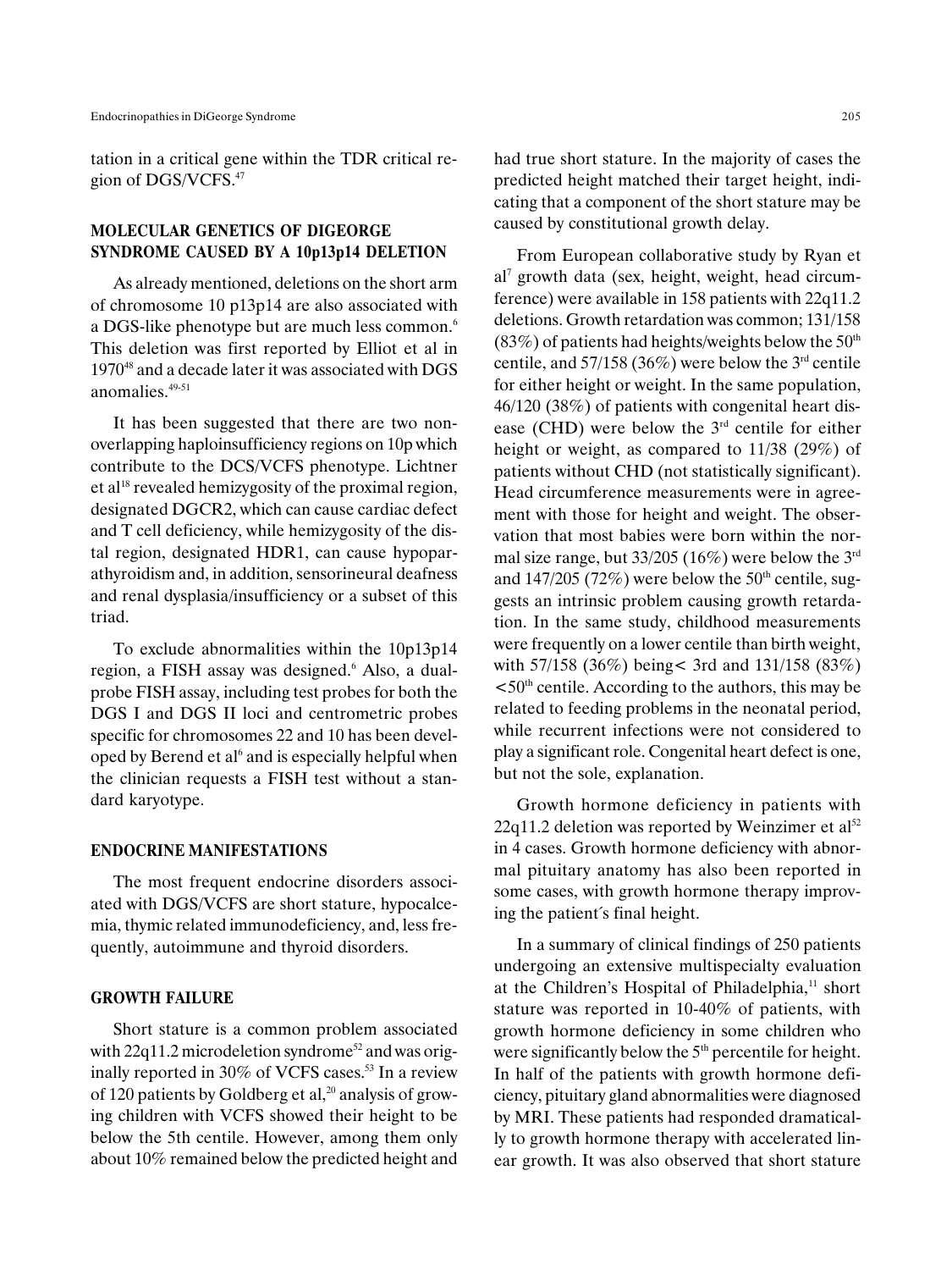tation in a critical gene within the TDR critical region of DGS/VCFS.[47]

## MOLECULAR GENETICS OF DIGEORGE SYNDROME CAUSED BY A 10p13p14 DELETION

As already mentioned, deletions on the short arm of chromosome 10 p13p14 are also associated with a DGS-like phenotype but are much less common.[6] This deletion was first reported by Elliot et al in 1970[48] and a decade later it was associated with DGS anomalies.[49-51]

It has been suggested that there are two non-overlapping haploinsufficiency regions on 10p which contribute to the DCS/VCFS phenotype. Lichtner et al[18] revealed hemizygosity of the proximal region, designated DGCR2, which can cause cardiac defect and T cell deficiency, while hemizygosity of the distal region, designated HDR1, can cause hypoparathyroidism and, in addition, sensorineural deafness and renal dysplasia/insufficiency or a subset of this triad.

To exclude abnormalities within the 10p13p14 region, a FISH assay was designed.[6] Also, a dual-probe FISH assay, including test probes for both the DGS I and DGS II loci and centrometric probes specific for chromosomes 22 and 10 has been developed by Berend et al[6] and is especially helpful when the clinician requests a FISH test without a standard karyotype.

## ENDOCRINE MANIFESTATIONS

The most frequent endocrine disorders associated with DGS/VCFS are short stature, hypocalcemia, thymic related immunodeficiency, and, less frequently, autoimmune and thyroid disorders.

## GROWTH FAILURE

Short stature is a common problem associated with 22q11.2 microdeletion syndrome[52] and was originally reported in 30% of VCFS cases.[53] In a review of 120 patients by Goldberg et al,[20] analysis of growing children with VCFS showed their height to be below the 5th centile. However, among them only about 10% remained below the predicted height and had true short stature. In the majority of cases the predicted height matched their target height, indicating that a component of the short stature may be caused by constitutional growth delay.

From European collaborative study by Ryan et al[7] growth data (sex, height, weight, head circumference) were available in 158 patients with 22q11.2 deletions. Growth retardation was common; 131/158 (83%) of patients had heights/weights below the 50th centile, and 57/158 (36%) were below the 3rd centile for either height or weight. In the same population, 46/120 (38%) of patients with congenital heart disease (CHD) were below the 3rd centile for either height or weight, as compared to 11/38 (29%) of patients without CHD (not statistically significant). Head circumference measurements were in agreement with those for height and weight. The observation that most babies were born within the normal size range, but 33/205 (16%) were below the 3rd and 147/205 (72%) were below the 50th centile, suggests an intrinsic problem causing growth retardation. In the same study, childhood measurements were frequently on a lower centile than birth weight, with 57/158 (36%) being< 3rd and 131/158 (83%) <50th centile. According to the authors, this may be related to feeding problems in the neonatal period, while recurrent infections were not considered to play a significant role. Congenital heart defect is one, but not the sole, explanation.

Growth hormone deficiency in patients with 22q11.2 deletion was reported by Weinzimer et al[52] in 4 cases. Growth hormone deficiency with abnormal pituitary anatomy has also been reported in some cases, with growth hormone therapy improving the patient´s final height.

In a summary of clinical findings of 250 patients undergoing an extensive multispecialty evaluation at the Children's Hospital of Philadelphia,[11] short stature was reported in 10-40% of patients, with growth hormone deficiency in some children who were significantly below the 5th percentile for height. In half of the patients with growth hormone deficiency, pituitary gland abnormalities were diagnosed by MRI. These patients had responded dramatically to growth hormone therapy with accelerated linear growth. It was also observed that short stature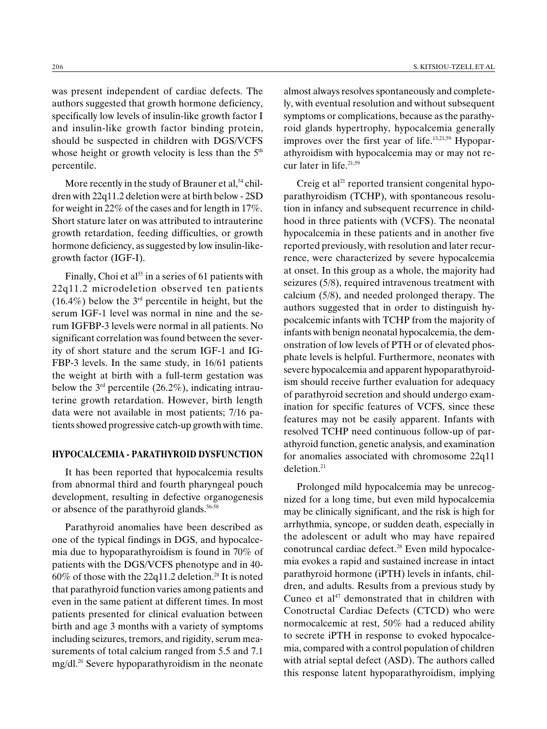was present independent of cardiac defects. The authors suggested that growth hormone deficiency, specifically low levels of insulin-like growth factor I and insulin-like growth factor binding protein, should be suspected in children with DGS/VCFS whose height or growth velocity is less than the 5th percentile.

More recently in the study of Brauner et al,[54] children with 22q11.2 deletion were at birth below - 2SD for weight in 22% of the cases and for length in 17%. Short stature later on was attributed to intrauterine growth retardation, feeding difficulties, or growth hormone deficiency, as suggested by low insulin-like-growth factor (IGF-I).

Finally, Choi et al[55] in a series of 61 patients with 22q11.2 microdeletion observed ten patients (16.4%) below the 3rd percentile in height, but the serum IGF-1 level was normal in nine and the serum IGFBP-3 levels were normal in all patients. No significant correlation was found between the severity of short stature and the serum IGF-1 and IGFBP-3 levels. In the same study, in 16/61 patients the weight at birth with a full-term gestation was below the 3rd percentile (26.2%), indicating intrauterine growth retardation. However, birth length data were not available in most patients; 7/16 patients showed progressive catch-up growth with time.

## HYPOCALCEMIA - PARATHYROID DYSFUNCTION

It has been reported that hypocalcemia results from abnormal third and fourth pharyngeal pouch development, resulting in defective organogenesis or absence of the parathyroid glands.[56-58]

Parathyroid anomalies have been described as one of the typical findings in DGS, and hypocalcemia due to hypoparathyroidism is found in 70% of patients with the DGS/VCFS phenotype and in 40-60% of those with the 22q11.2 deletion.[28] It is noted that parathyroid function varies among patients and even in the same patient at different times. In most patients presented for clinical evaluation between birth and age 3 months with a variety of symptoms including seizures, tremors, and rigidity, serum measurements of total calcium ranged from 5.5 and 7.1 mg/dl.[20] Severe hypoparathyroidism in the neonate almost always resolves spontaneously and completely, with eventual resolution and without subsequent symptoms or complications, because as the parathyroid glands hypertrophy, hypocalcemia generally improves over the first year of life.[13,21,59] Hypoparathyroidism with hypocalcemia may or may not recur later in life.[21,59]

Creig et al[21] reported transient congenital hypoparathyroidism (TCHP), with spontaneous resolution in infancy and subsequent recurrence in childhood in three patients with (VCFS). The neonatal hypocalcemia in these patients and in another five reported previously, with resolution and later recurrence, were characterized by severe hypocalcemia at onset. In this group as a whole, the majority had seizures (5/8), required intravenous treatment with calcium (5/8), and needed prolonged therapy. The authors suggested that in order to distinguish hypocalcemic infants with TCHP from the majority of infants with benign neonatal hypocalcemia, the demonstration of low levels of PTH or of elevated phosphate levels is helpful. Furthermore, neonates with severe hypocalcemia and apparent hypoparathyroidism should receive further evaluation for adequacy of parathyroid secretion and should undergo examination for specific features of VCFS, since these features may not be easily apparent. Infants with resolved TCHP need continuous follow-up of parathyroid function, genetic analysis, and examination for anomalies associated with chromosome 22q11 deletion.[21]

Prolonged mild hypocalcemia may be unrecognized for a long time, but even mild hypocalcemia may be clinically significant, and the risk is high for arrhythmia, syncope, or sudden death, especially in the adolescent or adult who may have repaired conotruncal cardiac defect.[28] Even mild hypocalcemia evokes a rapid and sustained increase in intact parathyroid hormone (iPTH) levels in infants, children, and adults. Results from a previous study by Cuneo et al[47] demonstrated that in children with Conotructal Cardiac Defects (CTCD) who were normocalcemic at rest, 50% had a reduced ability to secrete iPTH in response to evoked hypocalcemia, compared with a control population of children with atrial septal defect (ASD). The authors called this response latent hypoparathyroidism, implying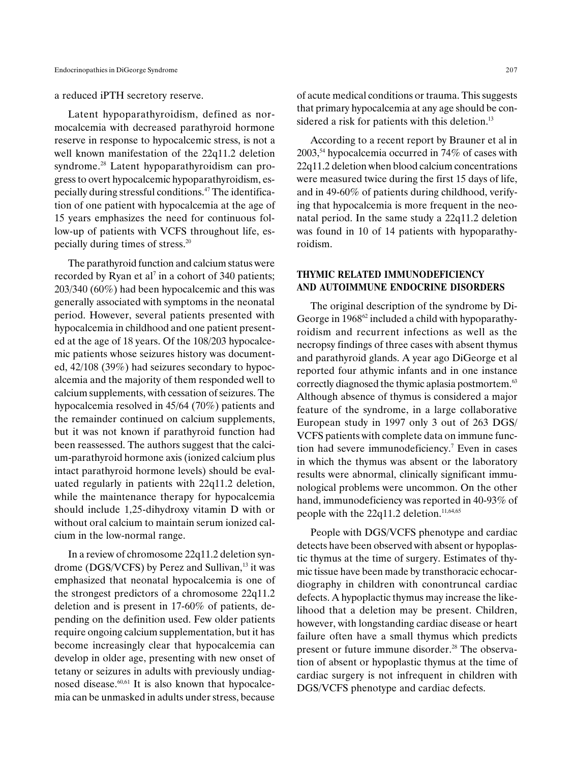a reduced iPTH secretory reserve.

Latent hypoparathyroidism, defined as normocalcemia with decreased parathyroid hormone reserve in response to hypocalcemic stress, is not a well known manifestation of the 22q11.2 deletion syndrome.[28] Latent hypoparathyroidism can progress to overt hypocalcemic hypoparathyroidism, especially during stressful conditions.[47] The identification of one patient with hypocalcemia at the age of 15 years emphasizes the need for continuous follow-up of patients with VCFS throughout life, especially during times of stress.[20]

The parathyroid function and calcium status were recorded by Ryan et al[7] in a cohort of 340 patients; 203/340 (60%) had been hypocalcemic and this was generally associated with symptoms in the neonatal period. However, several patients presented with hypocalcemia in childhood and one patient presented at the age of 18 years. Of the 108/203 hypocalcemic patients whose seizures history was documented, 42/108 (39%) had seizures secondary to hypocalcemia and the majority of them responded well to calcium supplements, with cessation of seizures. The hypocalcemia resolved in 45/64 (70%) patients and the remainder continued on calcium supplements, but it was not known if parathyroid function had been reassessed. The authors suggest that the calcium-parathyroid hormone axis (ionized calcium plus intact parathyroid hormone levels) should be evaluated regularly in patients with 22q11.2 deletion, while the maintenance therapy for hypocalcemia should include 1,25-dihydroxy vitamin D with or without oral calcium to maintain serum ionized calcium in the low-normal range.

In a review of chromosome 22q11.2 deletion syndrome (DGS/VCFS) by Perez and Sullivan,[13] it was emphasized that neonatal hypocalcemia is one of the strongest predictors of a chromosome 22q11.2 deletion and is present in 17-60% of patients, depending on the definition used. Few older patients require ongoing calcium supplementation, but it has become increasingly clear that hypocalcemia can develop in older age, presenting with new onset of tetany or seizures in adults with previously undiagnosed disease.[60,61] It is also known that hypocalcemia can be unmasked in adults under stress, because of acute medical conditions or trauma. This suggests that primary hypocalcemia at any age should be considered a risk for patients with this deletion.[13]

According to a recent report by Brauner et al in 2003,[54] hypocalcemia occurred in 74% of cases with 22q11.2 deletion when blood calcium concentrations were measured twice during the first 15 days of life, and in 49-60% of patients during childhood, verifying that hypocalcemia is more frequent in the neonatal period. In the same study a 22q11.2 deletion was found in 10 of 14 patients with hypoparathyroidism.

## THYMIC RELATED IMMUNODEFICIENCY AND AUTOIMMUNE ENDOCRINE DISORDERS

The original description of the syndrome by DiGeorge in 1968[62] included a child with hypoparathyroidism and recurrent infections as well as the necropsy findings of three cases with absent thymus and parathyroid glands. A year ago DiGeorge et al reported four athymic infants and in one instance correctly diagnosed the thymic aplasia postmortem.[63] Although absence of thymus is considered a major feature of the syndrome, in a large collaborative European study in 1997 only 3 out of 263 DGS/VCFS patients with complete data on immune function had severe immunodeficiency.[7] Even in cases in which the thymus was absent or the laboratory results were abnormal, clinically significant immunological problems were uncommon. On the other hand, immunodeficiency was reported in 40-93% of people with the 22q11.2 deletion.[11,64,65]

People with DGS/VCFS phenotype and cardiac detects have been observed with absent or hypoplastic thymus at the time of surgery. Estimates of thymic tissue have been made by transthoracic echocardiography in children with conontruncal cardiac defects. A hypoplactic thymus may increase the likelihood that a deletion may be present. Children, however, with longstanding cardiac disease or heart failure often have a small thymus which predicts present or future immune disorder.[28] The observation of absent or hypoplastic thymus at the time of cardiac surgery is not infrequent in children with DGS/VCFS phenotype and cardiac defects.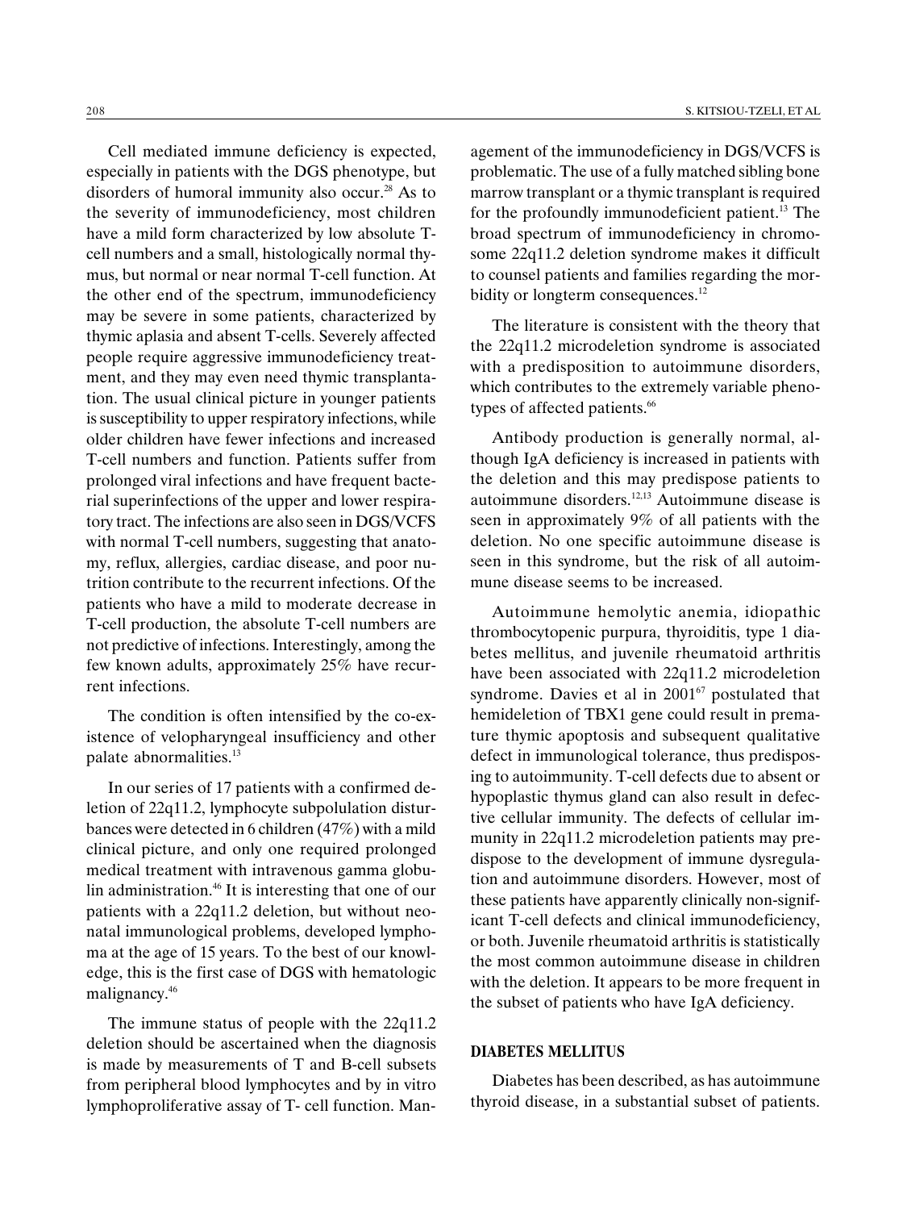Cell mediated immune deficiency is expected, especially in patients with the DGS phenotype, but disorders of humoral immunity also occur.[28] As to the severity of immunodeficiency, most children have a mild form characterized by low absolute T-cell numbers and a small, histologically normal thymus, but normal or near normal T-cell function. At the other end of the spectrum, immunodeficiency may be severe in some patients, characterized by thymic aplasia and absent T-cells. Severely affected people require aggressive immunodeficiency treatment, and they may even need thymic transplantation. The usual clinical picture in younger patients is susceptibility to upper respiratory infections, while older children have fewer infections and increased T-cell numbers and function. Patients suffer from prolonged viral infections and have frequent bacterial superinfections of the upper and lower respiratory tract. The infections are also seen in DGS/VCFS with normal T-cell numbers, suggesting that anatomy, reflux, allergies, cardiac disease, and poor nutrition contribute to the recurrent infections. Of the patients who have a mild to moderate decrease in T-cell production, the absolute T-cell numbers are not predictive of infections. Interestingly, among the few known adults, approximately 25% have recurrent infections.

The condition is often intensified by the co-existence of velopharyngeal insufficiency and other palate abnormalities.[13]

In our series of 17 patients with a confirmed deletion of 22q11.2, lymphocyte subpolulation disturbances were detected in 6 children (47%) with a mild clinical picture, and only one required prolonged medical treatment with intravenous gamma globulin administration.[46] It is interesting that one of our patients with a 22q11.2 deletion, but without neonatal immunological problems, developed lymphoma at the age of 15 years. To the best of our knowledge, this is the first case of DGS with hematologic malignancy.[46]

The immune status of people with the 22q11.2 deletion should be ascertained when the diagnosis is made by measurements of T and B-cell subsets from peripheral blood lymphocytes and by in vitro lymphoproliferative assay of T- cell function. Management of the immunodeficiency in DGS/VCFS is problematic. The use of a fully matched sibling bone marrow transplant or a thymic transplant is required for the profoundly immunodeficient patient.[13] The broad spectrum of immunodeficiency in chromosome 22q11.2 deletion syndrome makes it difficult to counsel patients and families regarding the morbidity or longterm consequences.[12]

The literature is consistent with the theory that the 22q11.2 microdeletion syndrome is associated with a predisposition to autoimmune disorders, which contributes to the extremely variable phenotypes of affected patients.[66]

Antibody production is generally normal, although IgA deficiency is increased in patients with the deletion and this may predispose patients to autoimmune disorders.[12,13] Autoimmune disease is seen in approximately 9% of all patients with the deletion. No one specific autoimmune disease is seen in this syndrome, but the risk of all autoimmune disease seems to be increased.

Autoimmune hemolytic anemia, idiopathic thrombocytopenic purpura, thyroiditis, type 1 diabetes mellitus, and juvenile rheumatoid arthritis have been associated with 22q11.2 microdeletion syndrome. Davies et al in 2001[67] postulated that hemideletion of TBX1 gene could result in premature thymic apoptosis and subsequent qualitative defect in immunological tolerance, thus predisposing to autoimmunity. T-cell defects due to absent or hypoplastic thymus gland can also result in defective cellular immunity. The defects of cellular immunity in 22q11.2 microdeletion patients may predispose to the development of immune dysregulation and autoimmune disorders. However, most of these patients have apparently clinically non-significant T-cell defects and clinical immunodeficiency, or both. Juvenile rheumatoid arthritis is statistically the most common autoimmune disease in children with the deletion. It appears to be more frequent in the subset of patients who have IgA deficiency.

## DIABETES MELLITUS

Diabetes has been described, as has autoimmune thyroid disease, in a substantial subset of patients.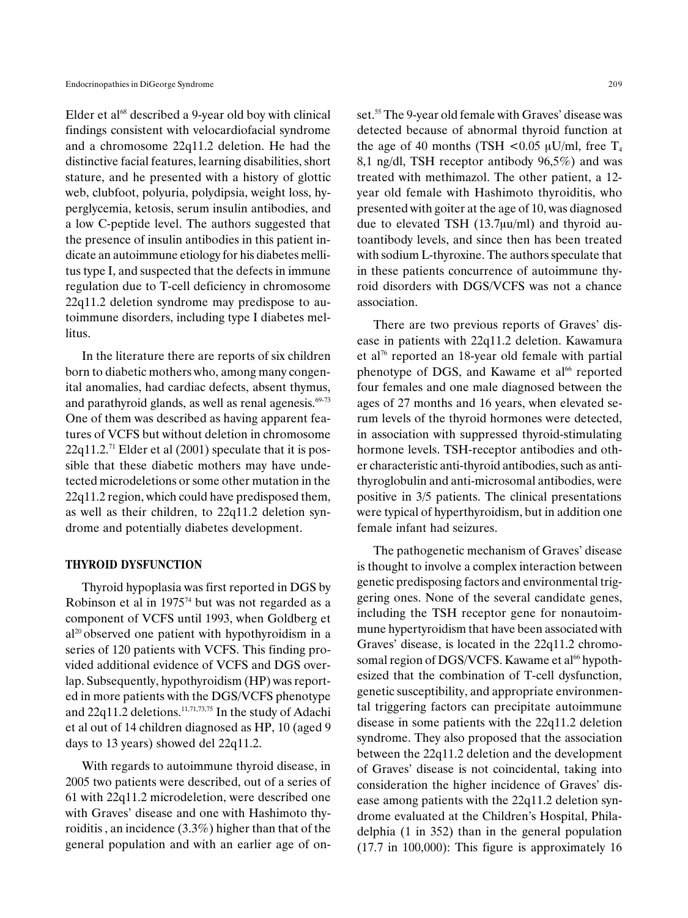Elder et al[68] described a 9-year old boy with clinical findings consistent with velocardiofacial syndrome and a chromosome 22q11.2 deletion. He had the distinctive facial features, learning disabilities, short stature, and he presented with a history of glottic web, clubfoot, polyuria, polydipsia, weight loss, hyperglycemia, ketosis, serum insulin antibodies, and a low C-peptide level. The authors suggested that the presence of insulin antibodies in this patient indicate an autoimmune etiology for his diabetes mellitus type I, and suspected that the defects in immune regulation due to T-cell deficiency in chromosome 22q11.2 deletion syndrome may predispose to autoimmune disorders, including type I diabetes mellitus.

In the literature there are reports of six children born to diabetic mothers who, among many congenital anomalies, had cardiac defects, absent thymus, and parathyroid glands, as well as renal agenesis.[69-73] One of them was described as having apparent features of VCFS but without deletion in chromosome 22q11.2.[71] Elder et al (2001) speculate that it is possible that these diabetic mothers may have undetected microdeletions or some other mutation in the 22q11.2 region, which could have predisposed them, as well as their children, to 22q11.2 deletion syndrome and potentially diabetes development.

## THYROID DYSFUNCTION

Thyroid hypoplasia was first reported in DGS by Robinson et al in 1975[74] but was not regarded as a component of VCFS until 1993, when Goldberg et al[20] observed one patient with hypothyroidism in a series of 120 patients with VCFS. This finding provided additional evidence of VCFS and DGS overlap. Subsequently, hypothyroidism (HP) was reported in more patients with the DGS/VCFS phenotype and 22q11.2 deletions.[11,71,73,75] In the study of Adachi et al out of 14 children diagnosed as HP, 10 (aged 9 days to 13 years) showed del 22q11.2.

With regards to autoimmune thyroid disease, in 2005 two patients were described, out of a series of 61 with 22q11.2 microdeletion, were described one with Graves' disease and one with Hashimoto thyroiditis , an incidence (3.3%) higher than that of the general population and with an earlier age of onset.[55] The 9-year old female with Graves' disease was detected because of abnormal thyroid function at the age of 40 months (TSH <0.05 μU/ml, free $T_4$ 8,1 ng/dl, TSH receptor antibody 96,5%) and was treated with methimazol. The other patient, a 12-year old female with Hashimoto thyroiditis, who presented with goiter at the age of 10, was diagnosed due to elevated TSH (13.7μu/ml) and thyroid autoantibody levels, and since then has been treated with sodium L-thyroxine. The authors speculate that in these patients concurrence of autoimmune thyroid disorders with DGS/VCFS was not a chance association.

There are two previous reports of Graves' disease in patients with 22q11.2 deletion. Kawamura et al[76] reported an 18-year old female with partial phenotype of DGS, and Kawame et al[66] reported four females and one male diagnosed between the ages of 27 months and 16 years, when elevated serum levels of the thyroid hormones were detected, in association with suppressed thyroid-stimulating hormone levels. TSH-receptor antibodies and other characteristic anti-thyroid antibodies, such as anti-thyroglobulin and anti-microsomal antibodies, were positive in 3/5 patients. The clinical presentations were typical of hyperthyroidism, but in addition one female infant had seizures.

The pathogenetic mechanism of Graves' disease is thought to involve a complex interaction between genetic predisposing factors and environmental triggering ones. None of the several candidate genes, including the TSH receptor gene for nonautoimmune hypertyroidism that have been associated with Graves' disease, is located in the 22q11.2 chromosomal region of DGS/VCFS. Kawame et al[66] hypothesized that the combination of T-cell dysfunction, genetic susceptibility, and appropriate environmental triggering factors can precipitate autoimmune disease in some patients with the 22q11.2 deletion syndrome. They also proposed that the association between the 22q11.2 deletion and the development of Graves' disease is not coincidental, taking into consideration the higher incidence of Graves' disease among patients with the 22q11.2 deletion syndrome evaluated at the Children's Hospital, Philadelphia (1 in 352) than in the general population (17.7 in 100,000): This figure is approximately 16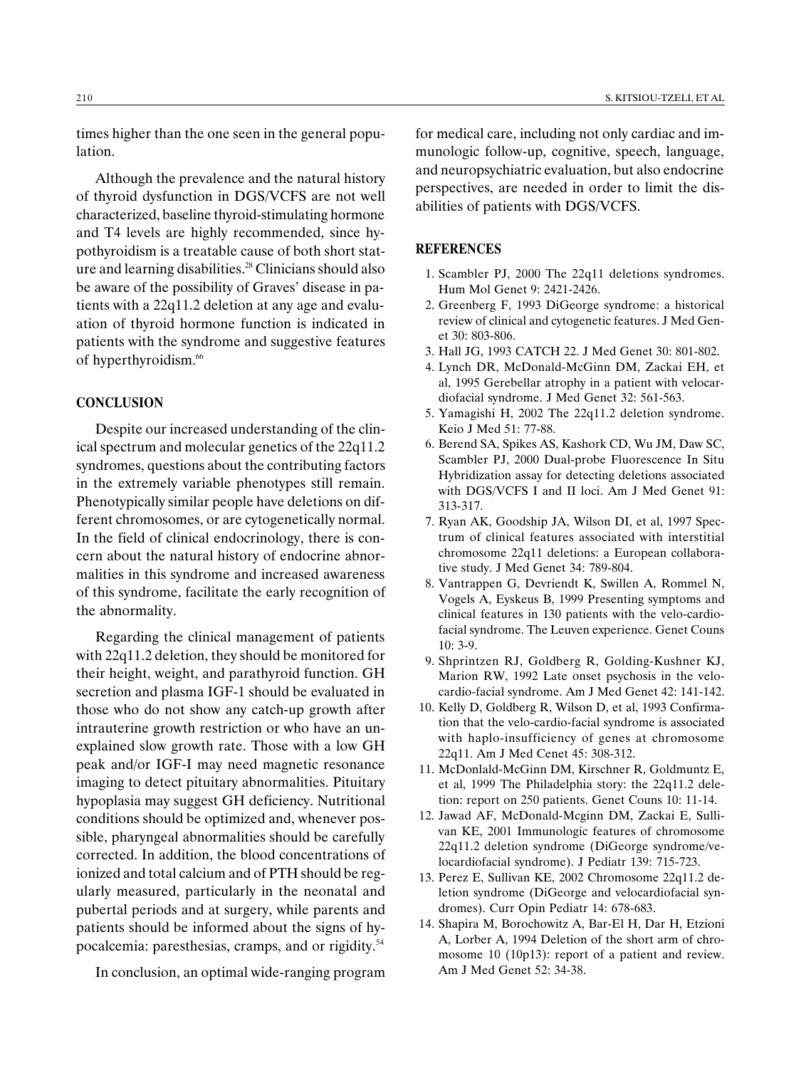times higher than the one seen in the general population.

Although the prevalence and the natural history of thyroid dysfunction in DGS/VCFS are not well characterized, baseline thyroid-stimulating hormone and T4 levels are highly recommended, since hypothyroidism is a treatable cause of both short stature and learning disabilities.[28] Clinicians should also be aware of the possibility of Graves' disease in patients with a 22q11.2 deletion at any age and evaluation of thyroid hormone function is indicated in patients with the syndrome and suggestive features of hyperthyroidism.[66]

## CONCLUSION

Despite our increased understanding of the clinical spectrum and molecular genetics of the 22q11.2 syndromes, questions about the contributing factors in the extremely variable phenotypes still remain. Phenotypically similar people have deletions on different chromosomes, or are cytogenetically normal. In the field of clinical endocrinology, there is concern about the natural history of endocrine abnormalities in this syndrome and increased awareness of this syndrome, facilitate the early recognition of the abnormality.

Regarding the clinical management of patients with 22q11.2 deletion, they should be monitored for their height, weight, and parathyroid function. GH secretion and plasma IGF-1 should be evaluated in those who do not show any catch-up growth after intrauterine growth restriction or who have an unexplained slow growth rate. Those with a low GH peak and/or IGF-I may need magnetic resonance imaging to detect pituitary abnormalities. Pituitary hypoplasia may suggest GH deficiency. Nutritional conditions should be optimized and, whenever possible, pharyngeal abnormalities should be carefully corrected. In addition, the blood concentrations of ionized and total calcium and of PTH should be regularly measured, particularly in the neonatal and pubertal periods and at surgery, while parents and patients should be informed about the signs of hypocalcemia: paresthesias, cramps, and or rigidity.[54]

In conclusion, an optimal wide-ranging program for medical care, including not only cardiac and immunologic follow-up, cognitive, speech, language, and neuropsychiatric evaluation, but also endocrine perspectives, are needed in order to limit the disabilities of patients with DGS/VCFS.

## REFERENCES

1. Scambler PJ, 2000 The 22q11 deletions syndromes. Hum Mol Genet 9: 2421-2426.
2. Greenberg F, 1993 DiGeorge syndrome: a historical review of clinical and cytogenetic features. J Med Genet 30: 803-806.
3. Hall JG, 1993 CATCH 22. J Med Genet 30: 801-802.
4. Lynch DR, McDonald-McGinn DM, Zackai EH, et al, 1995 Gerebellar atrophy in a patient with velocardiofacial syndrome. J Med Genet 32: 561-563.
5. Yamagishi H, 2002 The 22q11.2 deletion syndrome. Keio J Med 51: 77-88.
6. Berend SA, Spikes AS, Kashork CD, Wu JM, Daw SC, Scambler PJ, 2000 Dual-probe Fluorescence In Situ Hybridization assay for detecting deletions associated with DGS/VCFS I and II loci. Am J Med Genet 91: 313-317.
7. Ryan AK, Goodship JA, Wilson DI, et al, 1997 Spectrum of clinical features associated with interstitial chromosome 22q11 deletions: a European collaborative study. J Med Genet 34: 789-804.
8. Vantrappen G, Devriendt K, Swillen A, Rommel N, Vogels A, Eyskeus B, 1999 Presenting symptoms and clinical features in 130 patients with the velo-cardio-facial syndrome. The Leuven experience. Genet Couns 10: 3-9.
9. Shprintzen RJ, Goldberg R, Golding-Kushner KJ, Marion RW, 1992 Late onset psychosis in the velo-cardio-facial syndrome. Am J Med Genet 42: 141-142.
10. Kelly D, Goldberg R, Wilson D, et al, 1993 Confirmation that the velo-cardio-facial syndrome is associated with haplo-insufficiency of genes at chromosome 22q11. Am J Med Cenet 45: 308-312.
11. McDonlald-McGinn DM, Kirschner R, Goldmuntz E, et al, 1999 The Philadelphia story: the 22q11.2 deletion: report on 250 patients. Genet Couns 10: 11-14.
12. Jawad AF, McDonald-Mcginn DM, Zackai E, Sullivan KE, 2001 Immunologic features of chromosome 22q11.2 deletion syndrome (DiGeorge syndrome/velocardiofacial syndrome). J Pediatr 139: 715-723.
13. Perez E, Sullivan KE, 2002 Chromosome 22q11.2 deletion syndrome (DiGeorge and velocardiofacial syndromes). Curr Opin Pediatr 14: 678-683.
14. Shapira M, Borochowitz A, Bar-El H, Dar H, Etzioni A, Lorber A, 1994 Deletion of the short arm of chromosome 10 (10p13): report of a patient and review. Am J Med Genet 52: 34-38.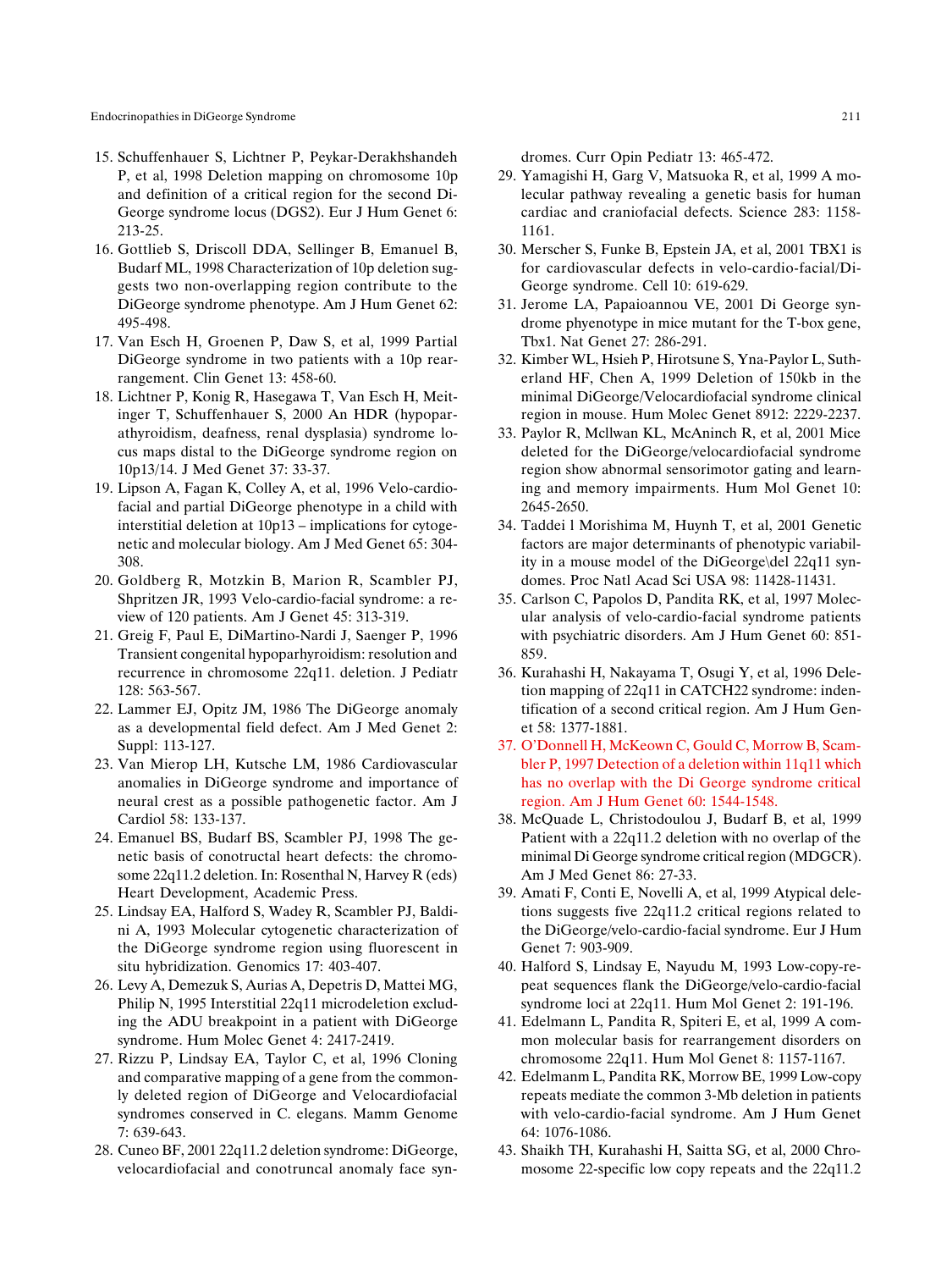15. Schuffenhauer S, Lichtner P, Peykar-Derakhshandeh P, et al, 1998 Deletion mapping on chromosome 10p and definition of a critical region for the second Di-George syndrome locus (DGS2). Eur J Hum Genet 6: 213-25.
16. Gottlieb S, Driscoll DDA, Sellinger B, Emanuel B, Budarf ML, 1998 Characterization of 10p deletion suggests two non-overlapping region contribute to the DiGeorge syndrome phenotype. Am J Hum Genet 62: 495-498.
17. Van Esch H, Groenen P, Daw S, et al, 1999 Partial DiGeorge syndrome in two patients with a 10p rearrangement. Clin Genet 13: 458-60.
18. Lichtner P, Konig R, Hasegawa T, Van Esch H, Meitinger T, Schuffenhauer S, 2000 An HDR (hypoparathyroidism, deafness, renal dysplasia) syndrome locus maps distal to the DiGeorge syndrome region on 10p13/14. J Med Genet 37: 33-37.
19. Lipson A, Fagan K, Colley A, et al, 1996 Velo-cardio-facial and partial DiGeorge phenotype in a child with interstitial deletion at 10p13 – implications for cytogenetic and molecular biology. Am J Med Genet 65: 304-308.
20. Goldberg R, Motzkin B, Marion R, Scambler PJ, Shpritzen JR, 1993 Velo-cardio-facial syndrome: a review of 120 patients. Am J Genet 45: 313-319.
21. Greig F, Paul E, DiMartino-Nardi J, Saenger P, 1996 Transient congenital hypoparhyroidism: resolution and recurrence in chromosome 22q11. deletion. J Pediatr 128: 563-567.
22. Lammer EJ, Opitz JM, 1986 The DiGeorge anomaly as a developmental field defect. Am J Med Genet 2: Suppl: 113-127.
23. Van Mierop LH, Kutsche LM, 1986 Cardiovascular anomalies in DiGeorge syndrome and importance of neural crest as a possible pathogenetic factor. Am J Cardiol 58: 133-137.
24. Emanuel BS, Budarf BS, Scambler PJ, 1998 The genetic basis of conotructal heart defects: the chromosome 22q11.2 deletion. In: Rosenthal N, Harvey R (eds) Heart Development, Academic Press.
25. Lindsay EA, Halford S, Wadey R, Scambler PJ, Baldini A, 1993 Molecular cytogenetic characterization of the DiGeorge syndrome region using fluorescent in situ hybridization. Genomics 17: 403-407.
26. Levy A, Demezuk S, Aurias A, Depetris D, Mattei MG, Philip N, 1995 Interstitial 22q11 microdeletion excluding the ADU breakpoint in a patient with DiGeorge syndrome. Hum Molec Genet 4: 2417-2419.
27. Rizzu P, Lindsay EA, Taylor C, et al, 1996 Cloning and comparative mapping of a gene from the commonly deleted region of DiGeorge and Velocardiofacial syndromes conserved in C. elegans. Mamm Genome 7: 639-643.
28. Cuneo BF, 2001 22q11.2 deletion syndrome: DiGeorge, velocardiofacial and conotruncal anomaly face syndromes. Curr Opin Pediatr 13: 465-472.
29. Yamagishi H, Garg V, Matsuoka R, et al, 1999 A molecular pathway revealing a genetic basis for human cardiac and craniofacial defects. Science 283: 1158-1161.
30. Merscher S, Funke B, Epstein JA, et al, 2001 TBX1 is for cardiovascular defects in velo-cardio-facial/Di-George syndrome. Cell 10: 619-629.
31. Jerome LA, Papaioannou VE, 2001 Di George syndrome phyenotype in mice mutant for the T-box gene, Tbx1. Nat Genet 27: 286-291.
32. Kimber WL, Hsieh P, Hirotsune S, Yna-Paylor L, Sutherland HF, Chen A, 1999 Deletion of 150kb in the minimal DiGeorge/Velocardiofacial syndrome clinical region in mouse. Hum Molec Genet 8912: 2229-2237.
33. Paylor R, Mcllwan KL, McAninch R, et al, 2001 Mice deleted for the DiGeorge/velocardiofacial syndrome region show abnormal sensorimotor gating and learning and memory impairments. Hum Mol Genet 10: 2645-2650.
34. Taddei l Morishima M, Huynh T, et al, 2001 Genetic factors are major determinants of phenotypic variability in a mouse model of the DiGeorge\del 22q11 syndomes. Proc Natl Acad Sci USA 98: 11428-11431.
35. Carlson C, Papolos D, Pandita RK, et al, 1997 Molecular analysis of velo-cardio-facial syndrome patients with psychiatric disorders. Am J Hum Genet 60: 851-859.
36. Kurahashi H, Nakayama T, Osugi Y, et al, 1996 Deletion mapping of 22q11 in CATCH22 syndrome: indentification of a second critical region. Am J Hum Genet 58: 1377-1881.
37. O'Donnell H, McKeown C, Gould C, Morrow B, Scambler P, 1997 Detection of a deletion within 11q11 which has no overlap with the Di George syndrome critical region. Am J Hum Genet 60: 1544-1548.
38. McQuade L, Christodoulou J, Budarf B, et al, 1999 Patient with a 22q11.2 deletion with no overlap of the minimal Di George syndrome critical region (MDGCR). Am J Med Genet 86: 27-33.
39. Amati F, Conti E, Novelli A, et al, 1999 Atypical deletions suggests five 22q11.2 critical regions related to the DiGeorge/velo-cardio-facial syndrome. Eur J Hum Genet 7: 903-909.
40. Halford S, Lindsay E, Nayudu M, 1993 Low-copy-repeat sequences flank the DiGeorge/velo-cardio-facial syndrome loci at 22q11. Hum Mol Genet 2: 191-196.
41. Edelmann L, Pandita R, Spiteri E, et al, 1999 A common molecular basis for rearrangement disorders on chromosome 22q11. Hum Mol Genet 8: 1157-1167.
42. Edelmanm L, Pandita RK, Morrow BE, 1999 Low-copy repeats mediate the common 3-Mb deletion in patients with velo-cardio-facial syndrome. Am J Hum Genet 64: 1076-1086.
43. Shaikh TH, Kurahashi H, Saitta SG, et al, 2000 Chromosome 22-specific low copy repeats and the 22q11.2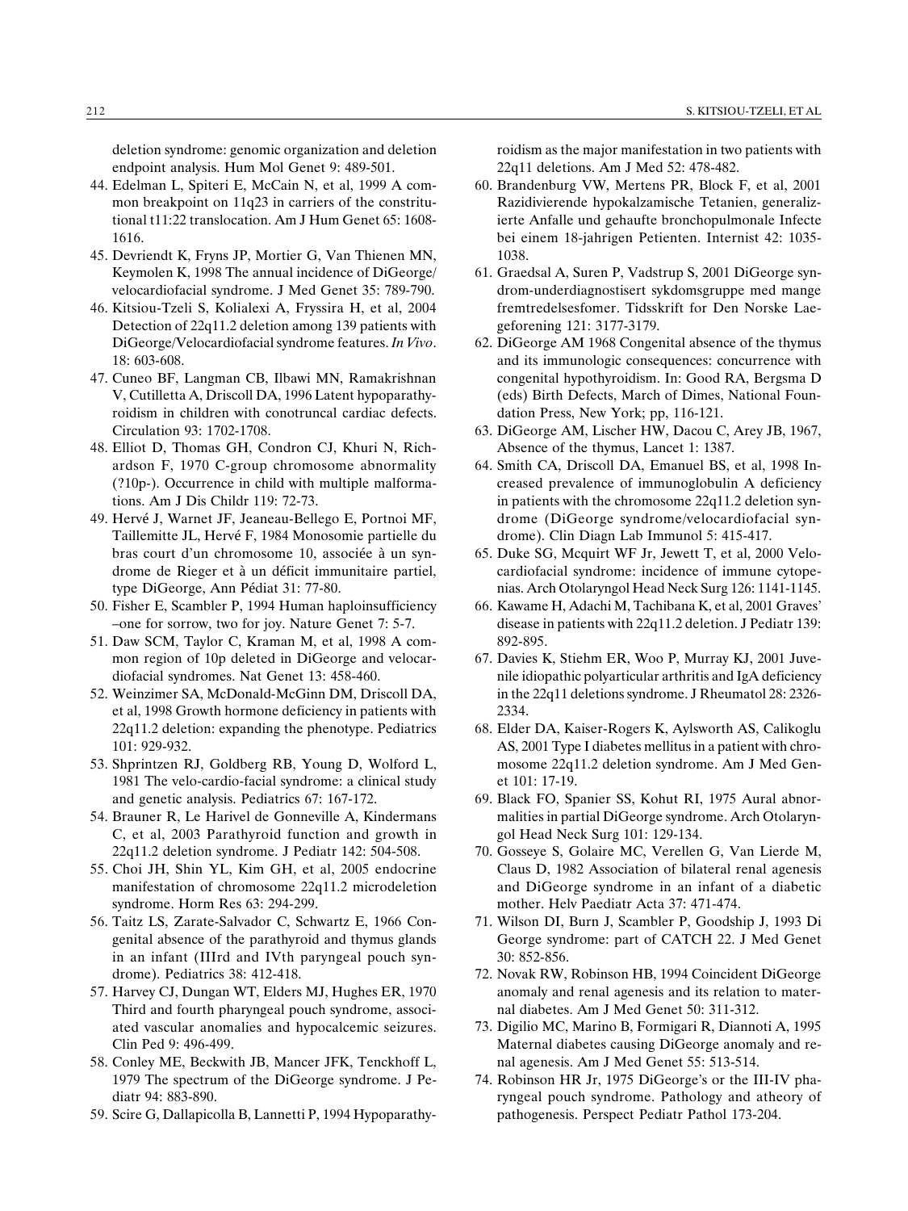deletion syndrome: genomic organization and deletion endpoint analysis. Hum Mol Genet 9: 489-501.

44. Edelman L, Spiteri E, McCain N, et al, 1999 A common breakpoint on 11q23 in carriers of the constitutional t11:22 translocation. Am J Hum Genet 65: 1608-1616.
45. Devriendt K, Fryns JP, Mortier G, Van Thienen MN, Keymolen K, 1998 The annual incidence of DiGeorge/velocardiofacial syndrome. J Med Genet 35: 789-790.
46. Kitsiou-Tzeli S, Kolialexi A, Fryssira H, et al, 2004 Detection of 22q11.2 deletion among 139 patients with DiGeorge/Velocardiofacial syndrome features. *In Vivo*. 18: 603-608.
47. Cuneo BF, Langman CB, Ilbawi MN, Ramakrishnan V, Cutilletta A, Driscoll DA, 1996 Latent hypoparathyroidism in children with conotruncal cardiac defects. Circulation 93: 1702-1708.
48. Elliot D, Thomas GH, Condron CJ, Khuri N, Richardson F, 1970 C-group chromosome abnormality (?10p-). Occurrence in child with multiple malformations. Am J Dis Childr 119: 72-73.
49. Hervé J, Warnet JF, Jeaneau-Bellego E, Portnoi MF, Taillemitte JL, Hervé F, 1984 Monosomie partielle du bras court d'un chromosome 10, associée à un syndrome de Rieger et à un déficit immunitaire partiel, type DiGeorge, Ann Pédiat 31: 77-80.
50. Fisher E, Scambler P, 1994 Human haploinsufficiency –one for sorrow, two for joy. Nature Genet 7: 5-7.
51. Daw SCM, Taylor C, Kraman M, et al, 1998 A common region of 10p deleted in DiGeorge and velocardiofacial syndromes. Nat Genet 13: 458-460.
52. Weinzimer SA, McDonald-McGinn DM, Driscoll DA, et al, 1998 Growth hormone deficiency in patients with 22q11.2 deletion: expanding the phenotype. Pediatrics 101: 929-932.
53. Shprintzen RJ, Goldberg RB, Young D, Wolford L, 1981 The velo-cardio-facial syndrome: a clinical study and genetic analysis. Pediatrics 67: 167-172.
54. Brauner R, Le Harivel de Gonneville A, Kindermans C, et al, 2003 Parathyroid function and growth in 22q11.2 deletion syndrome. J Pediatr 142: 504-508.
55. Choi JH, Shin YL, Kim GH, et al, 2005 endocrine manifestation of chromosome 22q11.2 microdeletion syndrome. Horm Res 63: 294-299.
56. Taitz LS, Zarate-Salvador C, Schwartz E, 1966 Congenital absence of the parathyroid and thymus glands in an infant (IIIrd and IVth paryngeal pouch syndrome). Pediatrics 38: 412-418.
57. Harvey CJ, Dungan WT, Elders MJ, Hughes ER, 1970 Third and fourth pharyngeal pouch syndrome, associated vascular anomalies and hypocalcemic seizures. Clin Ped 9: 496-499.
58. Conley ME, Beckwith JB, Mancer JFK, Tenckhoff L, 1979 The spectrum of the DiGeorge syndrome. J Pediatr 94: 883-890.
59. Scire G, Dallapicolla B, Lannetti P, 1994 Hypoparathyroidism as the major manifestation in two patients with 22q11 deletions. Am J Med 52: 478-482.
60. Brandenburg VW, Mertens PR, Block F, et al, 2001 Razidivierende hypokalzamische Tetanien, generalizierte Anfalle und gehaufte bronchopulmonale Infecte bei einem 18-jahrigen Petienten. Internist 42: 1035-1038.
61. Graedsal A, Suren P, Vadstrup S, 2001 DiGeorge syndrom-underdiagnostisert sykdomsgruppe med mange fremtredelsesfomer. Tidsskrift for Den Norske Laegeforening 121: 3177-3179.
62. DiGeorge AM 1968 Congenital absence of the thymus and its immunologic consequences: concurrence with congenital hypothyroidism. In: Good RA, Bergsma D (eds) Birth Defects, March of Dimes, National Foundation Press, New York; pp, 116-121.
63. DiGeorge AM, Lischer HW, Dacou C, Arey JB, 1967, Absence of the thymus, Lancet 1: 1387.
64. Smith CA, Driscoll DA, Emanuel BS, et al, 1998 Increased prevalence of immunoglobulin A deficiency in patients with the chromosome 22q11.2 deletion syndrome (DiGeorge syndrome/velocardiofacial syndrome). Clin Diagn Lab Immunol 5: 415-417.
65. Duke SG, Mcquirt WF Jr, Jewett T, et al, 2000 Velocardiofacial syndrome: incidence of immune cytopenias. Arch Otolaryngol Head Neck Surg 126: 1141-1145.
66. Kawame H, Adachi M, Tachibana K, et al, 2001 Graves' disease in patients with 22q11.2 deletion. J Pediatr 139: 892-895.
67. Davies K, Stiehm ER, Woo P, Murray KJ, 2001 Juvenile idiopathic polyarticular arthritis and IgA deficiency in the 22q11 deletions syndrome. J Rheumatol 28: 2326-2334.
68. Elder DA, Kaiser-Rogers K, Aylsworth AS, Calikoglu AS, 2001 Type I diabetes mellitus in a patient with chromosome 22q11.2 deletion syndrome. Am J Med Genet 101: 17-19.
69. Black FO, Spanier SS, Kohut RI, 1975 Aural abnormalities in partial DiGeorge syndrome. Arch Otolaryngol Head Neck Surg 101: 129-134.
70. Gosseye S, Golaire MC, Verellen G, Van Lierde M, Claus D, 1982 Association of bilateral renal agenesis and DiGeorge syndrome in an infant of a diabetic mother. Helv Paediatr Acta 37: 471-474.
71. Wilson DI, Burn J, Scambler P, Goodship J, 1993 Di George syndrome: part of CATCH 22. J Med Genet 30: 852-856.
72. Novak RW, Robinson HB, 1994 Coincident DiGeorge anomaly and renal agenesis and its relation to maternal diabetes. Am J Med Genet 50: 311-312.
73. Digilio MC, Marino B, Formigari R, Diannoti A, 1995 Maternal diabetes causing DiGeorge anomaly and renal agenesis. Am J Med Genet 55: 513-514.
74. Robinson HR Jr, 1975 DiGeorge's or the III-IV pharyngeal pouch syndrome. Pathology and atheory of pathogenesis. Perspect Pediatr Pathol 173-204.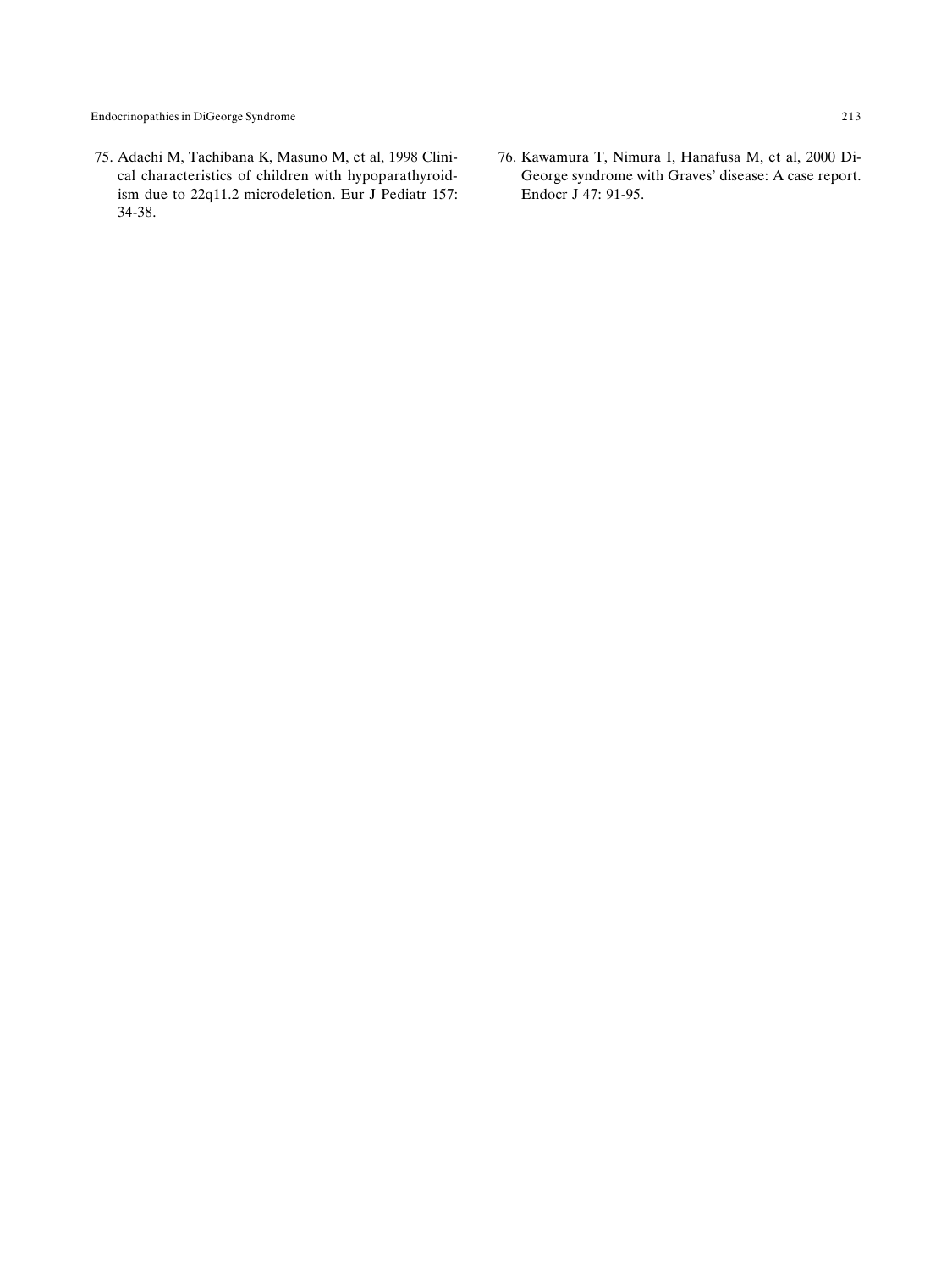75. Adachi M, Tachibana K, Masuno M, et al, 1998 Clinical characteristics of children with hypoparathyroidism due to 22q11.2 microdeletion. Eur J Pediatr 157: 34-38.
76. Kawamura T, Nimura I, Hanafusa M, et al, 2000 DiGeorge syndrome with Graves' disease: A case report. Endocr J 47: 91-95.